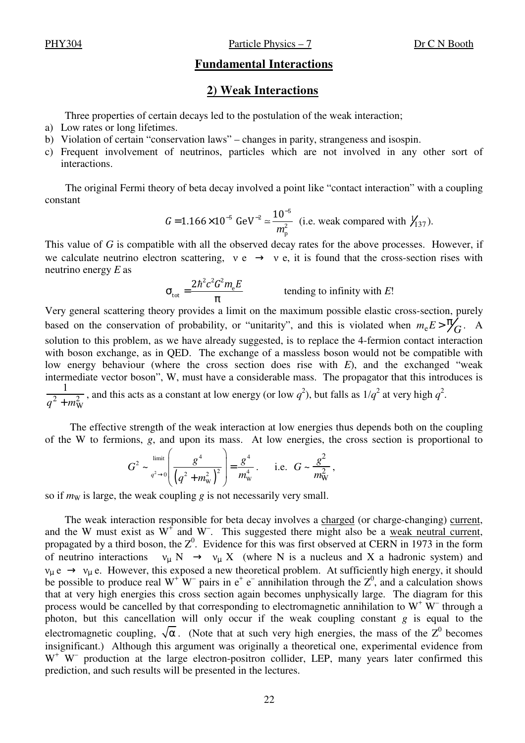## Fundamental Interactions

## 2) Weak Interactions

Three properties of certain decays led to the postulation of the weak interaction;

a) Low rates or long lifetimes.
b) Violation of certain "conservation laws" – changes in parity, strangeness and isospin.
c) Frequent involvement of neutrinos, particles which are not involved in any other sort of interactions.

The original Fermi theory of beta decay involved a point like "contact interaction" with a coupling constant

$$G = 1.166 \times 10^{-5}\ \text{GeV}^{-2} \simeq \frac{10^{-5}}{m_{\text{p}}^2} \quad \text{(i.e. weak compared with } 1/137\text{).}$$

This value of $G$ is compatible with all the observed decay rates for the above processes. However, if we calculate neutrino electron scattering, $\nu\, e \rightarrow \nu\, e$, it is found that the cross-section rises with neutrino energy $E$ as

$$\sigma_{\text{tot}} = \frac{2\hbar^2 c^2 G^2 m_{\text{e}} E}{\pi} \qquad \text{tending to infinity with } E!$$

Very general scattering theory provides a limit on the maximum possible elastic cross-section, purely based on the conservation of probability, or "unitarity", and this is violated when $m_{\text{e}}E > \pi/G$. A solution to this problem, as we have already suggested, is to replace the 4-fermion contact interaction with boson exchange, as in QED. The exchange of a massless boson would not be compatible with low energy behaviour (where the cross section does rise with $E$), and the exchanged "weak intermediate vector boson", W, must have a considerable mass. The propagator that this introduces is $\frac{1}{q^2 + m_{\text{W}}^2}$, and this acts as a constant at low energy (or low $q^2$), but falls as $1/q^2$ at very high $q^2$.

The effective strength of the weak interaction at low energies thus depends both on the coupling of the W to fermions, $g$, and upon its mass. At low energies, the cross section is proportional to

$$G^2 \sim \lim_{q^2 \to 0} \left( \frac{g^4}{\left(q^2 + m_{\text{W}}^2\right)^2} \right) = \frac{g^4}{m_{\text{W}}^4}. \qquad \text{i.e. } G \sim \frac{g^2}{m_{\text{W}}^2},$$

so if $m_{\text{W}}$ is large, the weak coupling $g$ is not necessarily very small.

The weak interaction responsible for beta decay involves a charged (or charge-changing) current, and the W must exist as $W^+$ and $W^-$. This suggested there might also be a weak neutral current, propagated by a third boson, the $Z^0$. Evidence for this was first observed at CERN in 1973 in the form of neutrino interactions $\nu_\mu\, N \rightarrow \nu_\mu\, X$ (where N is a nucleus and X a hadronic system) and $\nu_\mu\, e \rightarrow \nu_\mu\, e$. However, this exposed a new theoretical problem. At sufficiently high energy, it should be possible to produce real $W^+ W^-$ pairs in $e^+ e^-$ annihilation through the $Z^0$, and a calculation shows that at very high energies this cross section again becomes unphysically large. The diagram for this process would be cancelled by that corresponding to electromagnetic annihilation to $W^+ W^-$ through a photon, but this cancellation will only occur if the weak coupling constant $g$ is equal to the electromagnetic coupling, $\sqrt{\alpha}$. (Note that at such very high energies, the mass of the $Z^0$ becomes insignificant.) Although this argument was originally a theoretical one, experimental evidence from $W^+ W^-$ production at the large electron-positron collider, LEP, many years later confirmed this prediction, and such results will be presented in the lectures.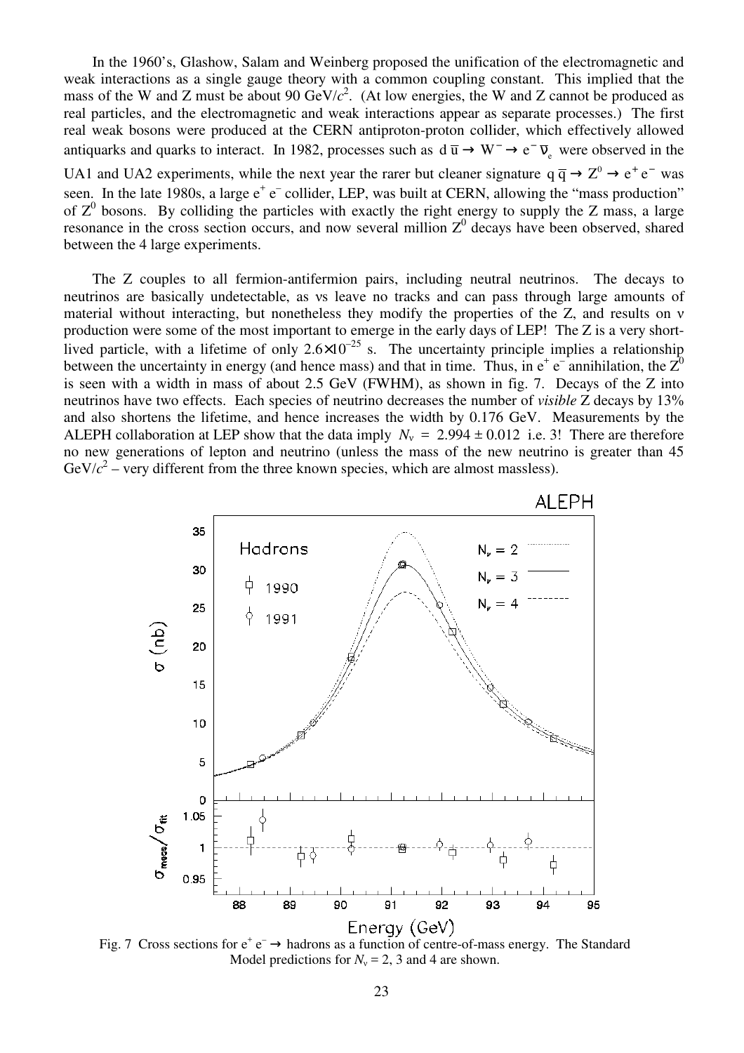In the 1960's, Glashow, Salam and Weinberg proposed the unification of the electromagnetic and weak interactions as a single gauge theory with a common coupling constant. This implied that the mass of the W and Z must be about 90 GeV/$c^2$. (At low energies, the W and Z cannot be produced as real particles, and the electromagnetic and weak interactions appear as separate processes.) The first real weak bosons were produced at the CERN antiproton-proton collider, which effectively allowed antiquarks and quarks to interact. In 1982, processes such as $d\,\bar{u} \rightarrow W^- \rightarrow e^- \bar{\nu}_e$ were observed in the UA1 and UA2 experiments, while the next year the rarer but cleaner signature $q\,\bar{q} \rightarrow Z^0 \rightarrow e^+ e^-$ was seen. In the late 1980s, a large $e^+ e^-$ collider, LEP, was built at CERN, allowing the "mass production" of $Z^0$ bosons. By colliding the particles with exactly the right energy to supply the Z mass, a large resonance in the cross section occurs, and now several million $Z^0$ decays have been observed, shared between the 4 large experiments.

The Z couples to all fermion-antifermion pairs, including neutral neutrinos. The decays to neutrinos are basically undetectable, as νs leave no tracks and can pass through large amounts of material without interacting, but nonetheless they modify the properties of the Z, and results on ν production were some of the most important to emerge in the early days of LEP! The Z is a very short-lived particle, with a lifetime of only $2.6{\times}10^{-25}$ s. The uncertainty principle implies a relationship between the uncertainty in energy (and hence mass) and that in time. Thus, in $e^+ e^-$ annihilation, the $Z^0$ is seen with a width in mass of about 2.5 GeV (FWHM), as shown in fig. 7. Decays of the Z into neutrinos have two effects. Each species of neutrino decreases the number of *visible* Z decays by 13% and also shortens the lifetime, and hence increases the width by 0.176 GeV. Measurements by the ALEPH collaboration at LEP show that the data imply $N_\nu = 2.994 \pm 0.012$ i.e. 3! There are therefore no new generations of lepton and neutrino (unless the mass of the new neutrino is greater than 45 GeV/$c^2$ – very different from the three known species, which are almost massless).

ALEPH

Hadrons

1990

1991

$N_\nu = 2$

$N_\nu = 3$

$N_\nu = 4$

σ (nb)

$\sigma_{meas}/\sigma_{fit}$

Energy (GeV)

Fig. 7 Cross sections for $e^+ e^- \rightarrow$ hadrons as a function of centre-of-mass energy. The Standard Model predictions for $N_\nu = 2$, 3 and 4 are shown.